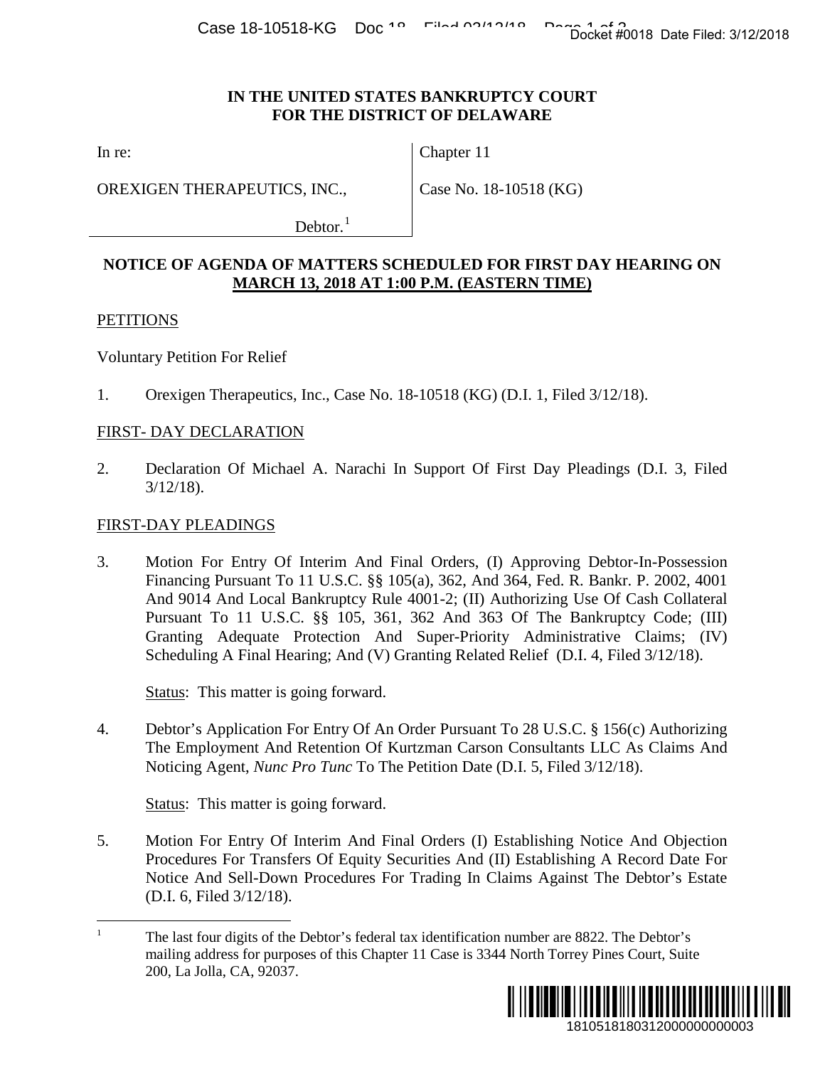**IN THE UNITED STATES BANKRUPTCY COURT**
**FOR THE DISTRICT OF DELAWARE**

| | |
|---|---|
| In re:<br><br>OREXIGEN THERAPEUTICS, INC.,<br><br>Debtor.[1] | Chapter 11<br><br>Case No. 18-10518 (KG) |

**NOTICE OF AGENDA OF MATTERS SCHEDULED FOR FIRST DAY HEARING ON MARCH 13, 2018 AT 1:00 P.M. (EASTERN TIME)**

PETITIONS

Voluntary Petition For Relief

1. Orexigen Therapeutics, Inc., Case No. 18-10518 (KG) (D.I. 1, Filed 3/12/18).

FIRST- DAY DECLARATION

2. Declaration Of Michael A. Narachi In Support Of First Day Pleadings (D.I. 3, Filed 3/12/18).

FIRST-DAY PLEADINGS

3. Motion For Entry Of Interim And Final Orders, (I) Approving Debtor-In-Possession Financing Pursuant To 11 U.S.C. §§ 105(a), 362, And 364, Fed. R. Bankr. P. 2002, 4001 And 9014 And Local Bankruptcy Rule 4001-2; (II) Authorizing Use Of Cash Collateral Pursuant To 11 U.S.C. §§ 105, 361, 362 And 363 Of The Bankruptcy Code; (III) Granting Adequate Protection And Super-Priority Administrative Claims; (IV) Scheduling A Final Hearing; And (V) Granting Related Relief (D.I. 4, Filed 3/12/18).

   Status: This matter is going forward.

4. Debtor's Application For Entry Of An Order Pursuant To 28 U.S.C. § 156(c) Authorizing The Employment And Retention Of Kurtzman Carson Consultants LLC As Claims And Noticing Agent, *Nunc Pro Tunc* To The Petition Date (D.I. 5, Filed 3/12/18).

   Status: This matter is going forward.

5. Motion For Entry Of Interim And Final Orders (I) Establishing Notice And Objection Procedures For Transfers Of Equity Securities And (II) Establishing A Record Date For Notice And Sell-Down Procedures For Trading In Claims Against The Debtor's Estate (D.I. 6, Filed 3/12/18).

[1] The last four digits of the Debtor's federal tax identification number are 8822. The Debtor's mailing address for purposes of this Chapter 11 Case is 3344 North Torrey Pines Court, Suite 200, La Jolla, CA, 92037.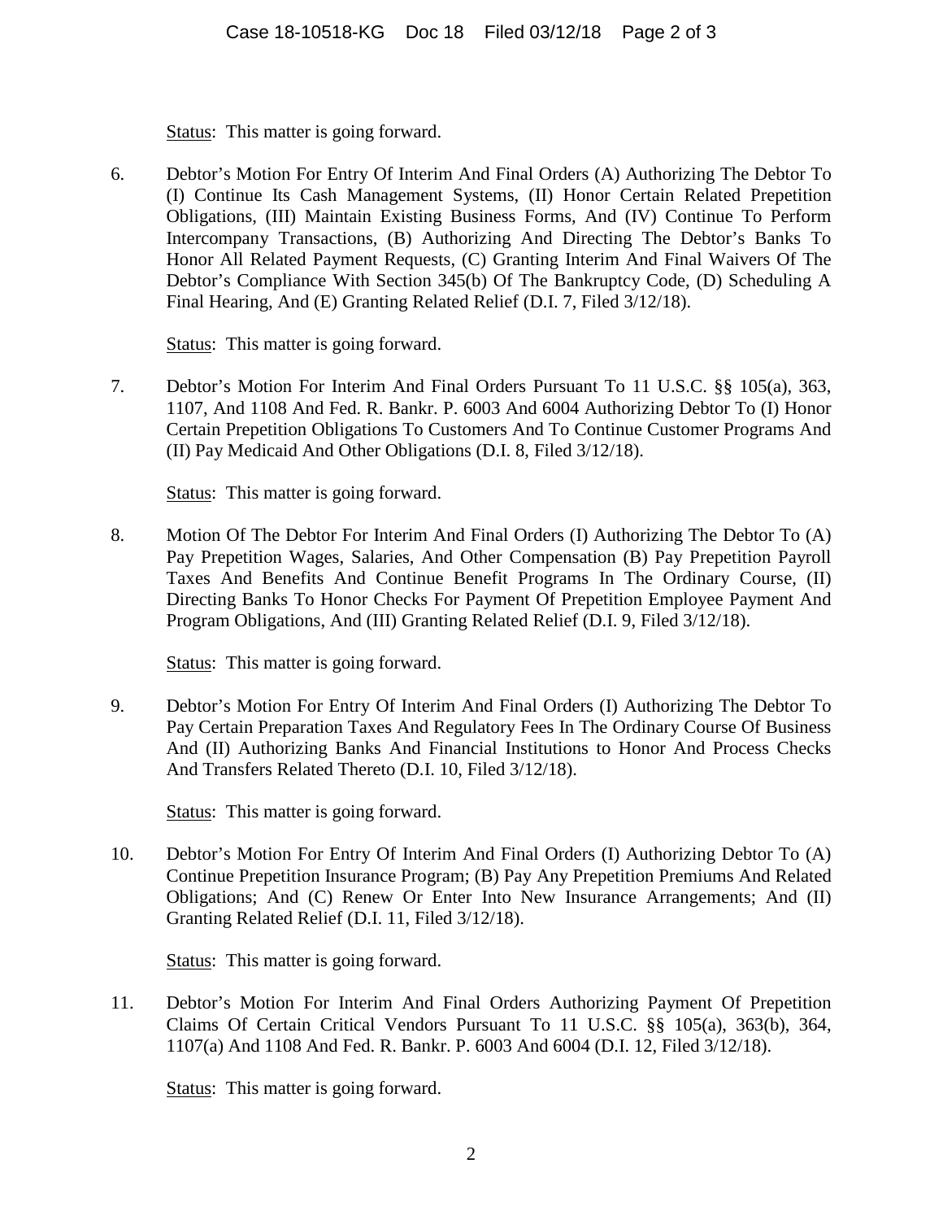Status: This matter is going forward.

6. Debtor's Motion For Entry Of Interim And Final Orders (A) Authorizing The Debtor To (I) Continue Its Cash Management Systems, (II) Honor Certain Related Prepetition Obligations, (III) Maintain Existing Business Forms, And (IV) Continue To Perform Intercompany Transactions, (B) Authorizing And Directing The Debtor's Banks To Honor All Related Payment Requests, (C) Granting Interim And Final Waivers Of The Debtor's Compliance With Section 345(b) Of The Bankruptcy Code, (D) Scheduling A Final Hearing, And (E) Granting Related Relief (D.I. 7, Filed 3/12/18).

   Status: This matter is going forward.

7. Debtor's Motion For Interim And Final Orders Pursuant To 11 U.S.C. §§ 105(a), 363, 1107, And 1108 And Fed. R. Bankr. P. 6003 And 6004 Authorizing Debtor To (I) Honor Certain Prepetition Obligations To Customers And To Continue Customer Programs And (II) Pay Medicaid And Other Obligations (D.I. 8, Filed 3/12/18).

   Status: This matter is going forward.

8. Motion Of The Debtor For Interim And Final Orders (I) Authorizing The Debtor To (A) Pay Prepetition Wages, Salaries, And Other Compensation (B) Pay Prepetition Payroll Taxes And Benefits And Continue Benefit Programs In The Ordinary Course, (II) Directing Banks To Honor Checks For Payment Of Prepetition Employee Payment And Program Obligations, And (III) Granting Related Relief (D.I. 9, Filed 3/12/18).

   Status: This matter is going forward.

9. Debtor's Motion For Entry Of Interim And Final Orders (I) Authorizing The Debtor To Pay Certain Preparation Taxes And Regulatory Fees In The Ordinary Course Of Business And (II) Authorizing Banks And Financial Institutions to Honor And Process Checks And Transfers Related Thereto (D.I. 10, Filed 3/12/18).

   Status: This matter is going forward.

10. Debtor's Motion For Entry Of Interim And Final Orders (I) Authorizing Debtor To (A) Continue Prepetition Insurance Program; (B) Pay Any Prepetition Premiums And Related Obligations; And (C) Renew Or Enter Into New Insurance Arrangements; And (II) Granting Related Relief (D.I. 11, Filed 3/12/18).

    Status: This matter is going forward.

11. Debtor's Motion For Interim And Final Orders Authorizing Payment Of Prepetition Claims Of Certain Critical Vendors Pursuant To 11 U.S.C. §§ 105(a), 363(b), 364, 1107(a) And 1108 And Fed. R. Bankr. P. 6003 And 6004 (D.I. 12, Filed 3/12/18).

    Status: This matter is going forward.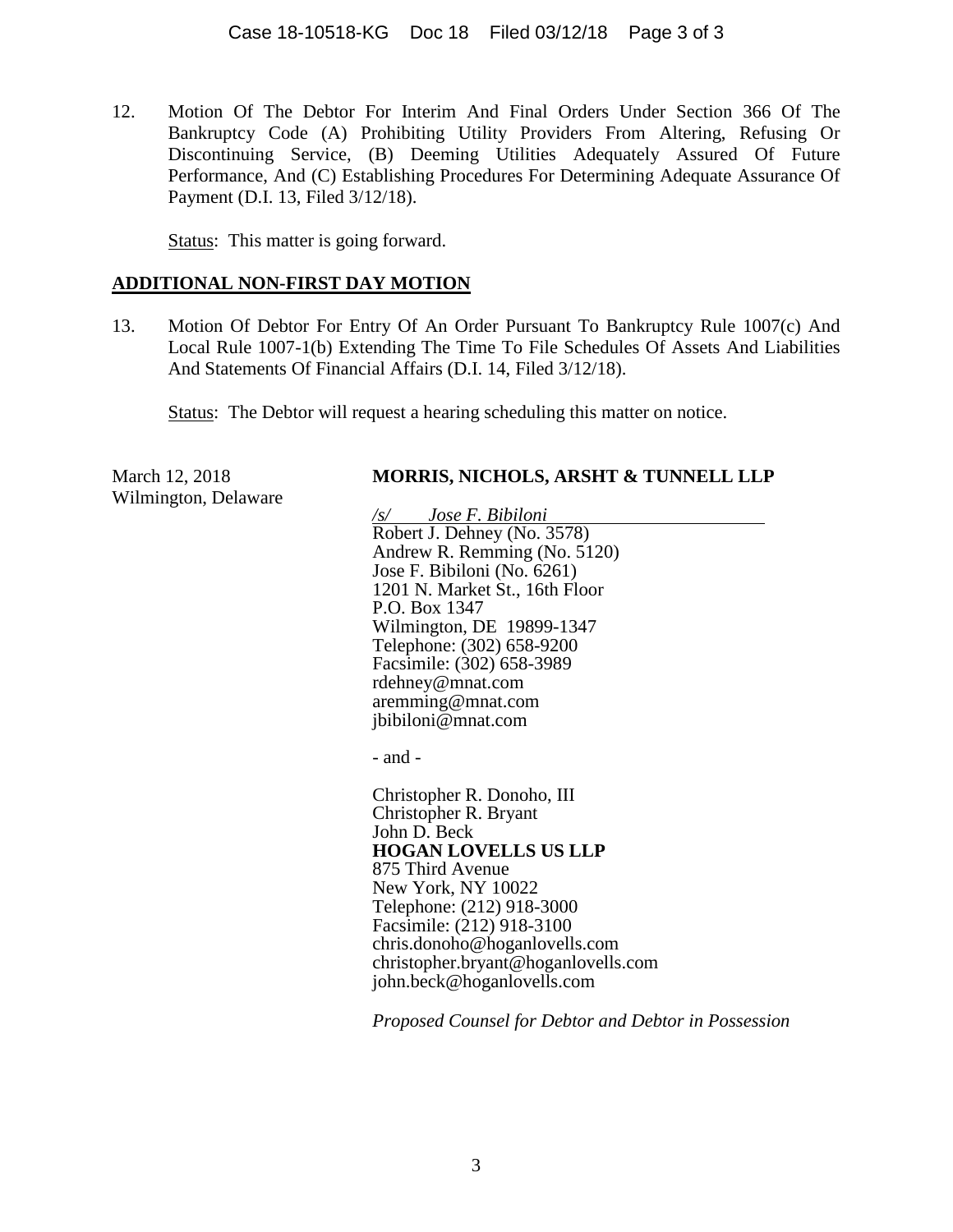12. Motion Of The Debtor For Interim And Final Orders Under Section 366 Of The Bankruptcy Code (A) Prohibiting Utility Providers From Altering, Refusing Or Discontinuing Service, (B) Deeming Utilities Adequately Assured Of Future Performance, And (C) Establishing Procedures For Determining Adequate Assurance Of Payment (D.I. 13, Filed 3/12/18).

    Status: This matter is going forward.

## ADDITIONAL NON-FIRST DAY MOTION

13. Motion Of Debtor For Entry Of An Order Pursuant To Bankruptcy Rule 1007(c) And Local Rule 1007-1(b) Extending The Time To File Schedules Of Assets And Liabilities And Statements Of Financial Affairs (D.I. 14, Filed 3/12/18).

    Status: The Debtor will request a hearing scheduling this matter on notice.

March 12, 2018
Wilmington, Delaware

**MORRIS, NICHOLS, ARSHT & TUNNELL LLP**

*/s/ Jose F. Bibiloni*
Robert J. Dehney (No. 3578)
Andrew R. Remming (No. 5120)
Jose F. Bibiloni (No. 6261)
1201 N. Market St., 16th Floor
P.O. Box 1347
Wilmington, DE 19899-1347
Telephone: (302) 658-9200
Facsimile: (302) 658-3989
rdehney@mnat.com
aremming@mnat.com
jbibiloni@mnat.com

\- and -

Christopher R. Donoho, III
Christopher R. Bryant
John D. Beck
**HOGAN LOVELLS US LLP**
875 Third Avenue
New York, NY 10022
Telephone: (212) 918-3000
Facsimile: (212) 918-3100
chris.donoho@hoganlovells.com
christopher.bryant@hoganlovells.com
john.beck@hoganlovells.com

*Proposed Counsel for Debtor and Debtor in Possession*